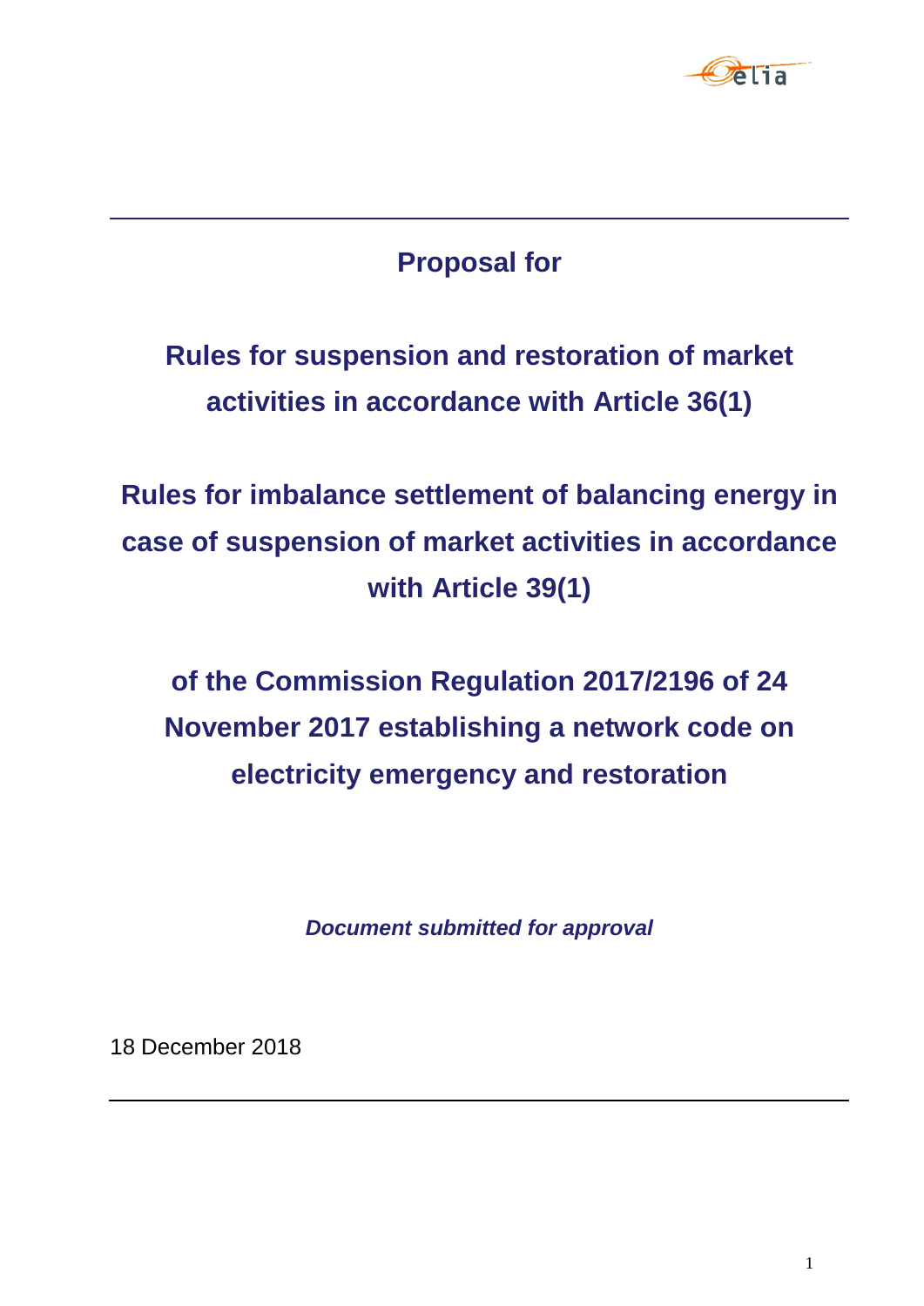# Proposal for

## Rules for suspension and restoration of market activities in accordance with Article 36(1)

## Rules for imbalance settlement of balancing energy in case of suspension of market activities in accordance with Article 39(1)

## of the Commission Regulation 2017/2196 of 24 November 2017 establishing a network code on electricity emergency and restoration

***Document submitted for approval***

18 December 2018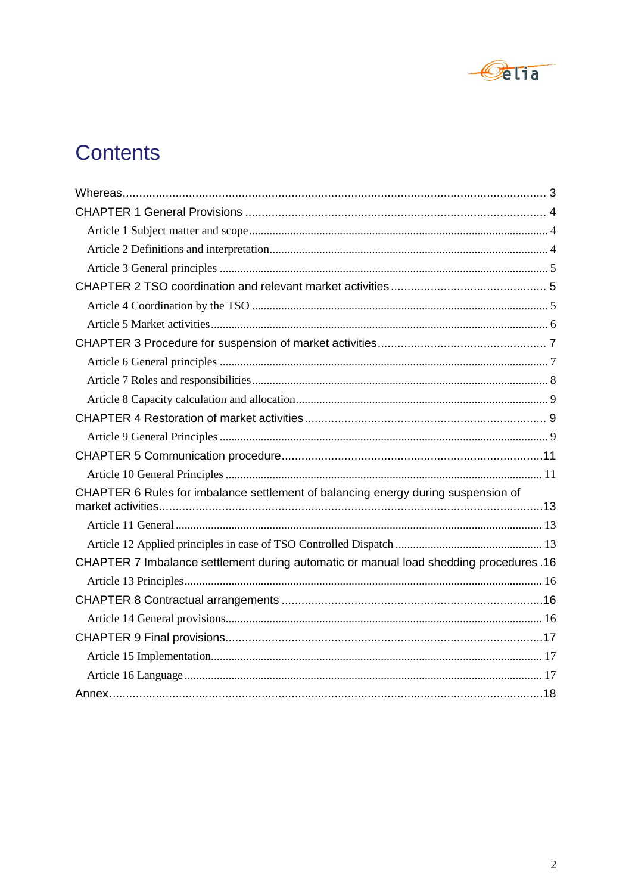# Contents

Whereas .................................................................................................................................. 3

CHAPTER 1 General Provisions ........................................................................................... 4

- Article 1 Subject matter and scope ..................................................................................... 4
- Article 2 Definitions and interpretation ............................................................................... 4
- Article 3 General principles ............................................................................................... 5

CHAPTER 2 TSO coordination and relevant market activities ............................................... 5

- Article 4 Coordination by the TSO ..................................................................................... 5
- Article 5 Market activities .................................................................................................. 6

CHAPTER 3 Procedure for suspension of market activities ................................................... 7

- Article 6 General principles ............................................................................................... 7
- Article 7 Roles and responsibilities ..................................................................................... 8
- Article 8 Capacity calculation and allocation ...................................................................... 9

CHAPTER 4 Restoration of market activities ......................................................................... 9

- Article 9 General Principles ............................................................................................... 9

CHAPTER 5 Communication procedure ............................................................................... 11

- Article 10 General Principles ........................................................................................... 11

CHAPTER 6 Rules for imbalance settlement of balancing energy during suspension of market activities ............................................................................................................................ 13

- Article 11 General ............................................................................................................ 13
- Article 12 Applied principles in case of TSO Controlled Dispatch ........................................ 13

CHAPTER 7 Imbalance settlement during automatic or manual load shedding procedures . 16

- Article 13 Principles ......................................................................................................... 16

CHAPTER 8 Contractual arrangements ............................................................................... 16

- Article 14 General provisions ........................................................................................... 16

CHAPTER 9 Final provisions ................................................................................................ 17

- Article 15 Implementation ................................................................................................ 17
- Article 16 Language ......................................................................................................... 17

Annex .................................................................................................................................. 18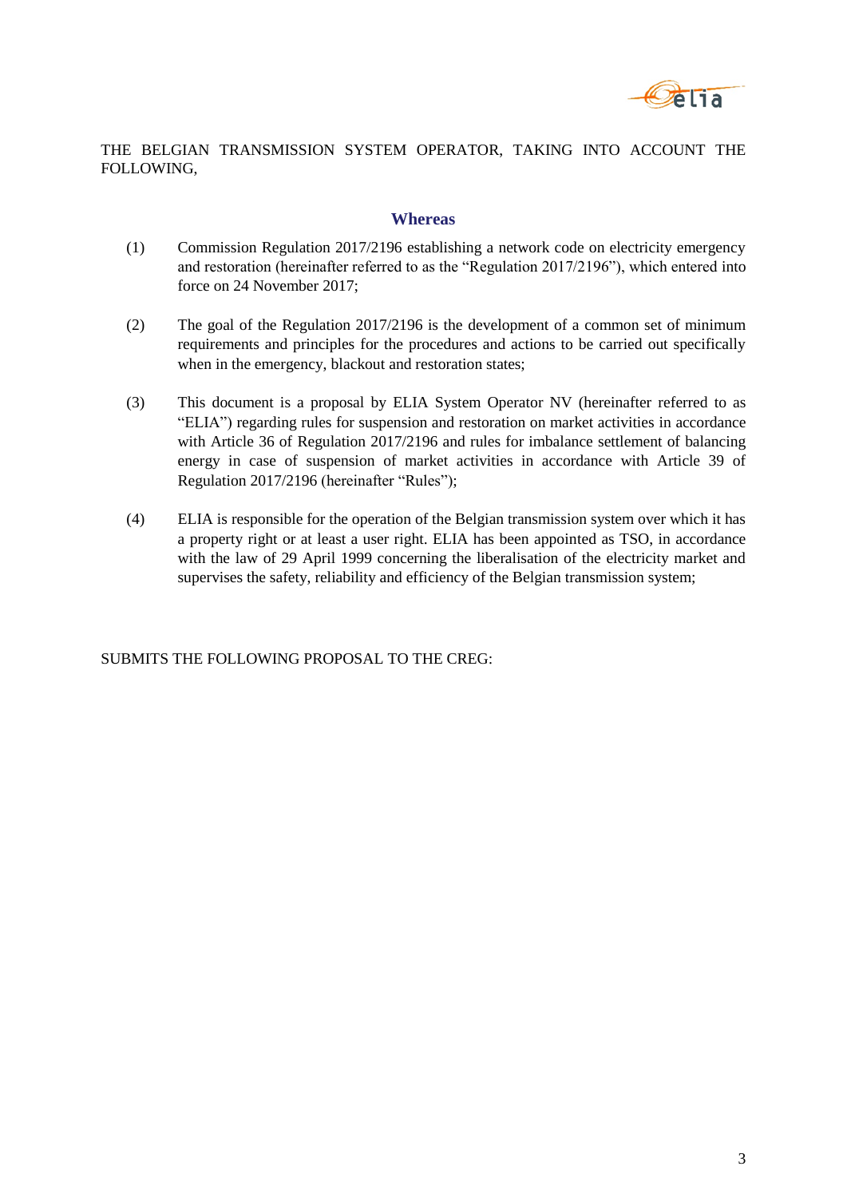THE BELGIAN TRANSMISSION SYSTEM OPERATOR, TAKING INTO ACCOUNT THE FOLLOWING,

## Whereas

(1) Commission Regulation 2017/2196 establishing a network code on electricity emergency and restoration (hereinafter referred to as the "Regulation 2017/2196"), which entered into force on 24 November 2017;

(2) The goal of the Regulation 2017/2196 is the development of a common set of minimum requirements and principles for the procedures and actions to be carried out specifically when in the emergency, blackout and restoration states;

(3) This document is a proposal by ELIA System Operator NV (hereinafter referred to as "ELIA") regarding rules for suspension and restoration on market activities in accordance with Article 36 of Regulation 2017/2196 and rules for imbalance settlement of balancing energy in case of suspension of market activities in accordance with Article 39 of Regulation 2017/2196 (hereinafter "Rules");

(4) ELIA is responsible for the operation of the Belgian transmission system over which it has a property right or at least a user right. ELIA has been appointed as TSO, in accordance with the law of 29 April 1999 concerning the liberalisation of the electricity market and supervises the safety, reliability and efficiency of the Belgian transmission system;

SUBMITS THE FOLLOWING PROPOSAL TO THE CREG: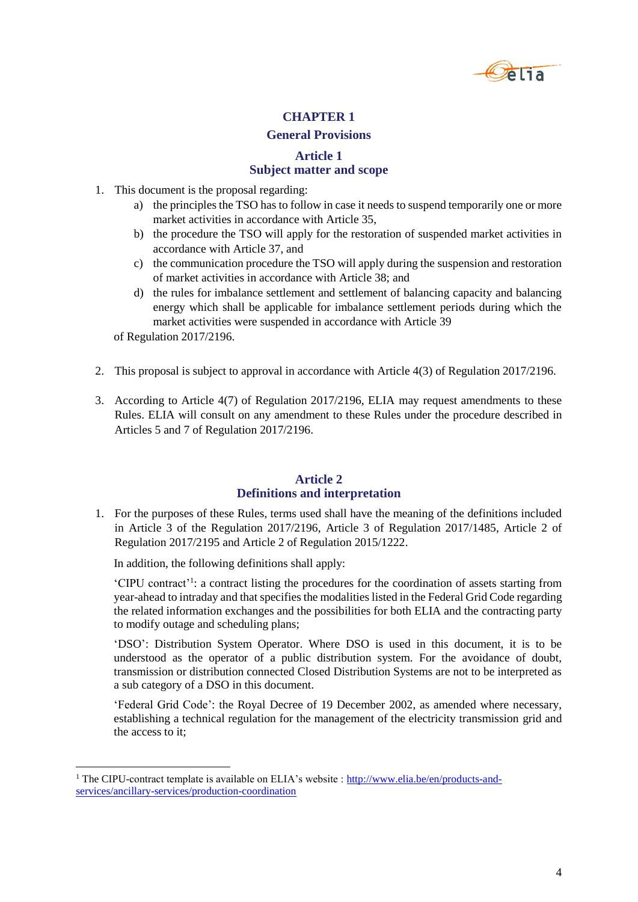# CHAPTER 1

## General Provisions

### Article 1
### Subject matter and scope

1. This document is the proposal regarding:
   a) the principles the TSO has to follow in case it needs to suspend temporarily one or more market activities in accordance with Article 35,
   b) the procedure the TSO will apply for the restoration of suspended market activities in accordance with Article 37, and
   c) the communication procedure the TSO will apply during the suspension and restoration of market activities in accordance with Article 38; and
   d) the rules for imbalance settlement and settlement of balancing capacity and balancing energy which shall be applicable for imbalance settlement periods during which the market activities were suspended in accordance with Article 39

   of Regulation 2017/2196.

2. This proposal is subject to approval in accordance with Article 4(3) of Regulation 2017/2196.

3. According to Article 4(7) of Regulation 2017/2196, ELIA may request amendments to these Rules. ELIA will consult on any amendment to these Rules under the procedure described in Articles 5 and 7 of Regulation 2017/2196.

### Article 2
### Definitions and interpretation

1. For the purposes of these Rules, terms used shall have the meaning of the definitions included in Article 3 of the Regulation 2017/2196, Article 3 of Regulation 2017/1485, Article 2 of Regulation 2017/2195 and Article 2 of Regulation 2015/1222.

   In addition, the following definitions shall apply:

   'CIPU contract'[1]: a contract listing the procedures for the coordination of assets starting from year-ahead to intraday and that specifies the modalities listed in the Federal Grid Code regarding the related information exchanges and the possibilities for both ELIA and the contracting party to modify outage and scheduling plans;

   'DSO': Distribution System Operator. Where DSO is used in this document, it is to be understood as the operator of a public distribution system. For the avoidance of doubt, transmission or distribution connected Closed Distribution Systems are not to be interpreted as a sub category of a DSO in this document.

   'Federal Grid Code': the Royal Decree of 19 December 2002, as amended where necessary, establishing a technical regulation for the management of the electricity transmission grid and the access to it;

[1] The CIPU-contract template is available on ELIA's website : http://www.elia.be/en/products-and-services/ancillary-services/production-coordination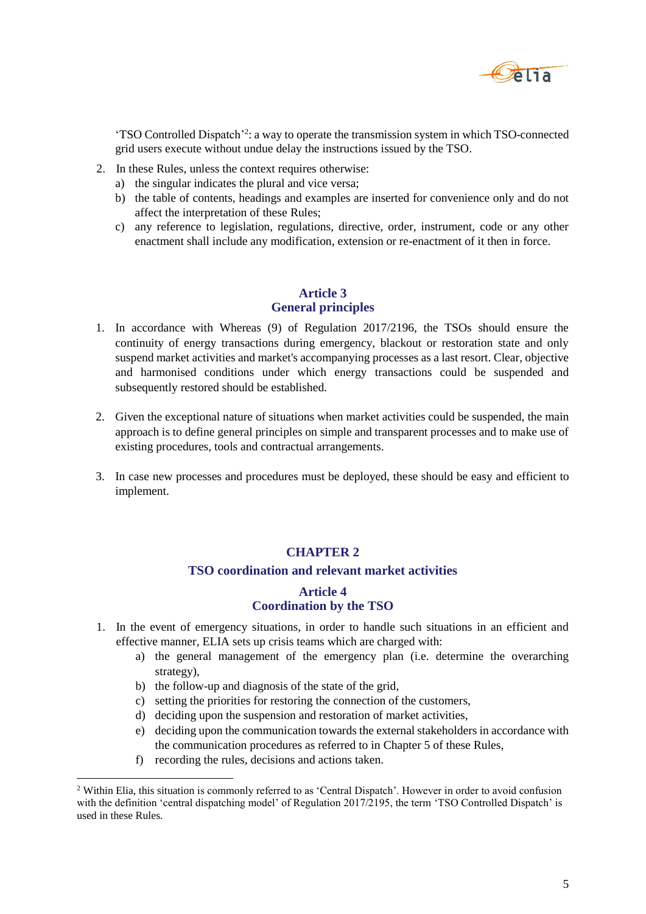'TSO Controlled Dispatch'[2]: a way to operate the transmission system in which TSO-connected grid users execute without undue delay the instructions issued by the TSO.

2. In these Rules, unless the context requires otherwise:
   a) the singular indicates the plural and vice versa;
   b) the table of contents, headings and examples are inserted for convenience only and do not affect the interpretation of these Rules;
   c) any reference to legislation, regulations, directive, order, instrument, code or any other enactment shall include any modification, extension or re-enactment of it then in force.

### Article 3
### General principles

1. In accordance with Whereas (9) of Regulation 2017/2196, the TSOs should ensure the continuity of energy transactions during emergency, blackout or restoration state and only suspend market activities and market's accompanying processes as a last resort. Clear, objective and harmonised conditions under which energy transactions could be suspended and subsequently restored should be established.

2. Given the exceptional nature of situations when market activities could be suspended, the main approach is to define general principles on simple and transparent processes and to make use of existing procedures, tools and contractual arrangements.

3. In case new processes and procedures must be deployed, these should be easy and efficient to implement.

## CHAPTER 2
## TSO coordination and relevant market activities

### Article 4
### Coordination by the TSO

1. In the event of emergency situations, in order to handle such situations in an efficient and effective manner, ELIA sets up crisis teams which are charged with:
   a) the general management of the emergency plan (i.e. determine the overarching strategy),
   b) the follow-up and diagnosis of the state of the grid,
   c) setting the priorities for restoring the connection of the customers,
   d) deciding upon the suspension and restoration of market activities,
   e) deciding upon the communication towards the external stakeholders in accordance with the communication procedures as referred to in Chapter 5 of these Rules,
   f) recording the rules, decisions and actions taken.

[2] Within Elia, this situation is commonly referred to as 'Central Dispatch'. However in order to avoid confusion with the definition 'central dispatching model' of Regulation 2017/2195, the term 'TSO Controlled Dispatch' is used in these Rules.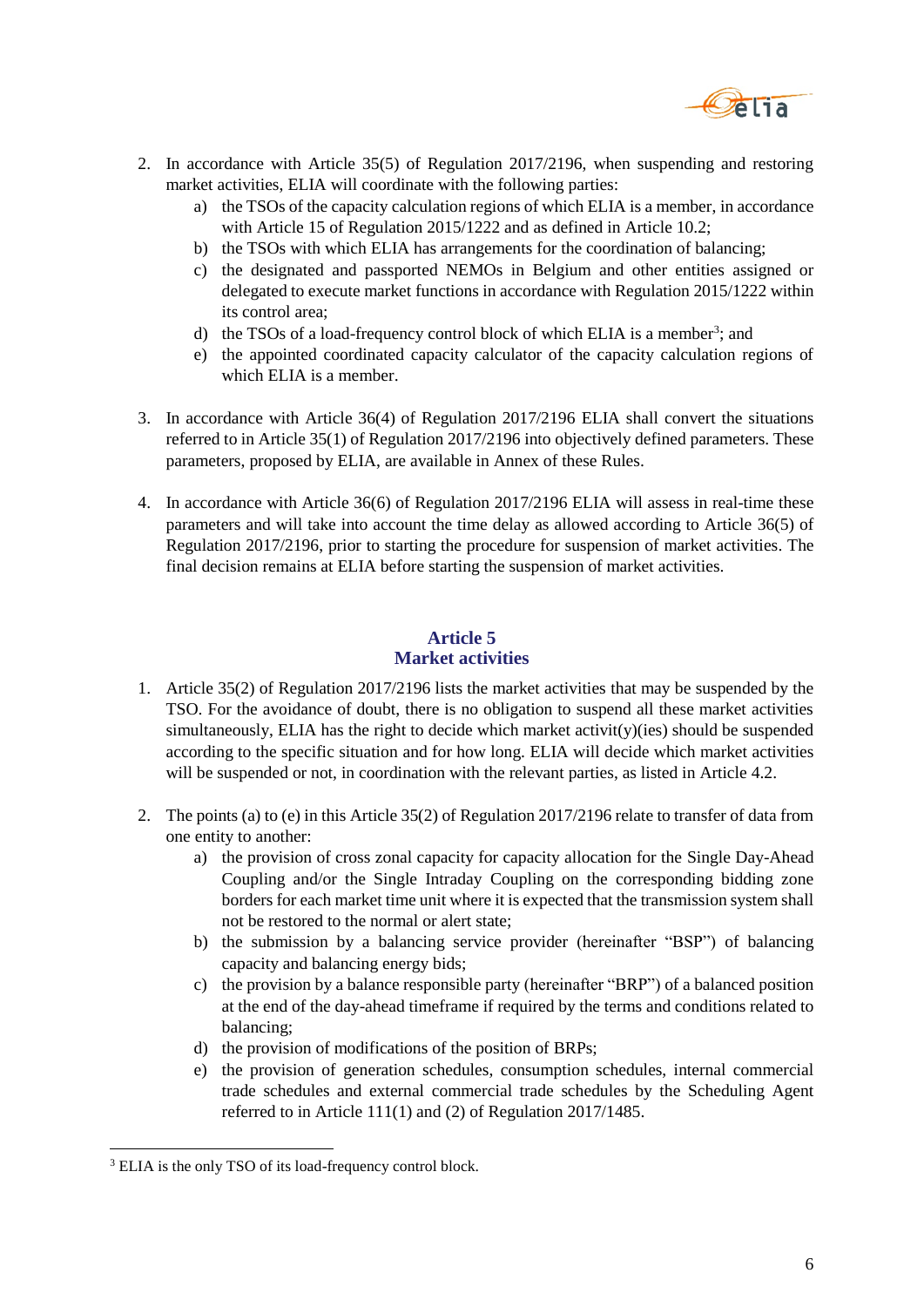2. In accordance with Article 35(5) of Regulation 2017/2196, when suspending and restoring market activities, ELIA will coordinate with the following parties:
    a) the TSOs of the capacity calculation regions of which ELIA is a member, in accordance with Article 15 of Regulation 2015/1222 and as defined in Article 10.2;
    b) the TSOs with which ELIA has arrangements for the coordination of balancing;
    c) the designated and passported NEMOs in Belgium and other entities assigned or delegated to execute market functions in accordance with Regulation 2015/1222 within its control area;
    d) the TSOs of a load-frequency control block of which ELIA is a member[3]; and
    e) the appointed coordinated capacity calculator of the capacity calculation regions of which ELIA is a member.

3. In accordance with Article 36(4) of Regulation 2017/2196 ELIA shall convert the situations referred to in Article 35(1) of Regulation 2017/2196 into objectively defined parameters. These parameters, proposed by ELIA, are available in Annex of these Rules.

4. In accordance with Article 36(6) of Regulation 2017/2196 ELIA will assess in real-time these parameters and will take into account the time delay as allowed according to Article 36(5) of Regulation 2017/2196, prior to starting the procedure for suspension of market activities. The final decision remains at ELIA before starting the suspension of market activities.

## Article 5
## Market activities

1. Article 35(2) of Regulation 2017/2196 lists the market activities that may be suspended by the TSO. For the avoidance of doubt, there is no obligation to suspend all these market activities simultaneously, ELIA has the right to decide which market activit(y)(ies) should be suspended according to the specific situation and for how long. ELIA will decide which market activities will be suspended or not, in coordination with the relevant parties, as listed in Article 4.2.

2. The points (a) to (e) in this Article 35(2) of Regulation 2017/2196 relate to transfer of data from one entity to another:
    a) the provision of cross zonal capacity for capacity allocation for the Single Day-Ahead Coupling and/or the Single Intraday Coupling on the corresponding bidding zone borders for each market time unit where it is expected that the transmission system shall not be restored to the normal or alert state;
    b) the submission by a balancing service provider (hereinafter "BSP") of balancing capacity and balancing energy bids;
    c) the provision by a balance responsible party (hereinafter "BRP") of a balanced position at the end of the day-ahead timeframe if required by the terms and conditions related to balancing;
    d) the provision of modifications of the position of BRPs;
    e) the provision of generation schedules, consumption schedules, internal commercial trade schedules and external commercial trade schedules by the Scheduling Agent referred to in Article 111(1) and (2) of Regulation 2017/1485.

[3] ELIA is the only TSO of its load-frequency control block.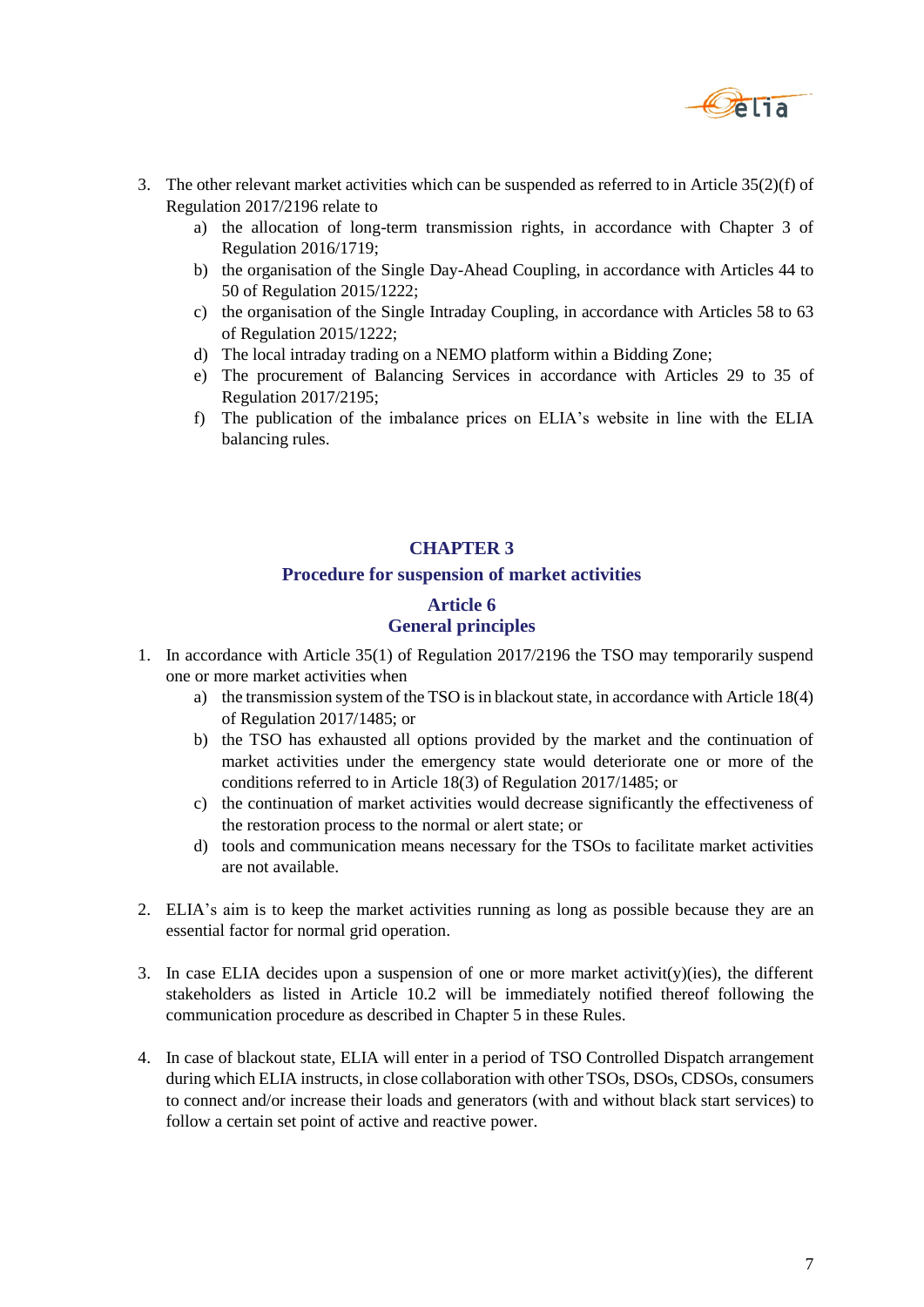3. The other relevant market activities which can be suspended as referred to in Article 35(2)(f) of Regulation 2017/2196 relate to
    a) the allocation of long-term transmission rights, in accordance with Chapter 3 of Regulation 2016/1719;
    b) the organisation of the Single Day-Ahead Coupling, in accordance with Articles 44 to 50 of Regulation 2015/1222;
    c) the organisation of the Single Intraday Coupling, in accordance with Articles 58 to 63 of Regulation 2015/1222;
    d) The local intraday trading on a NEMO platform within a Bidding Zone;
    e) The procurement of Balancing Services in accordance with Articles 29 to 35 of Regulation 2017/2195;
    f) The publication of the imbalance prices on ELIA's website in line with the ELIA balancing rules.

# CHAPTER 3

## Procedure for suspension of market activities

### Article 6
### General principles

1. In accordance with Article 35(1) of Regulation 2017/2196 the TSO may temporarily suspend one or more market activities when
    a) the transmission system of the TSO is in blackout state, in accordance with Article 18(4) of Regulation 2017/1485; or
    b) the TSO has exhausted all options provided by the market and the continuation of market activities under the emergency state would deteriorate one or more of the conditions referred to in Article 18(3) of Regulation 2017/1485; or
    c) the continuation of market activities would decrease significantly the effectiveness of the restoration process to the normal or alert state; or
    d) tools and communication means necessary for the TSOs to facilitate market activities are not available.

2. ELIA's aim is to keep the market activities running as long as possible because they are an essential factor for normal grid operation.

3. In case ELIA decides upon a suspension of one or more market activit(y)(ies), the different stakeholders as listed in Article 10.2 will be immediately notified thereof following the communication procedure as described in Chapter 5 in these Rules.

4. In case of blackout state, ELIA will enter in a period of TSO Controlled Dispatch arrangement during which ELIA instructs, in close collaboration with other TSOs, DSOs, CDSOs, consumers to connect and/or increase their loads and generators (with and without black start services) to follow a certain set point of active and reactive power.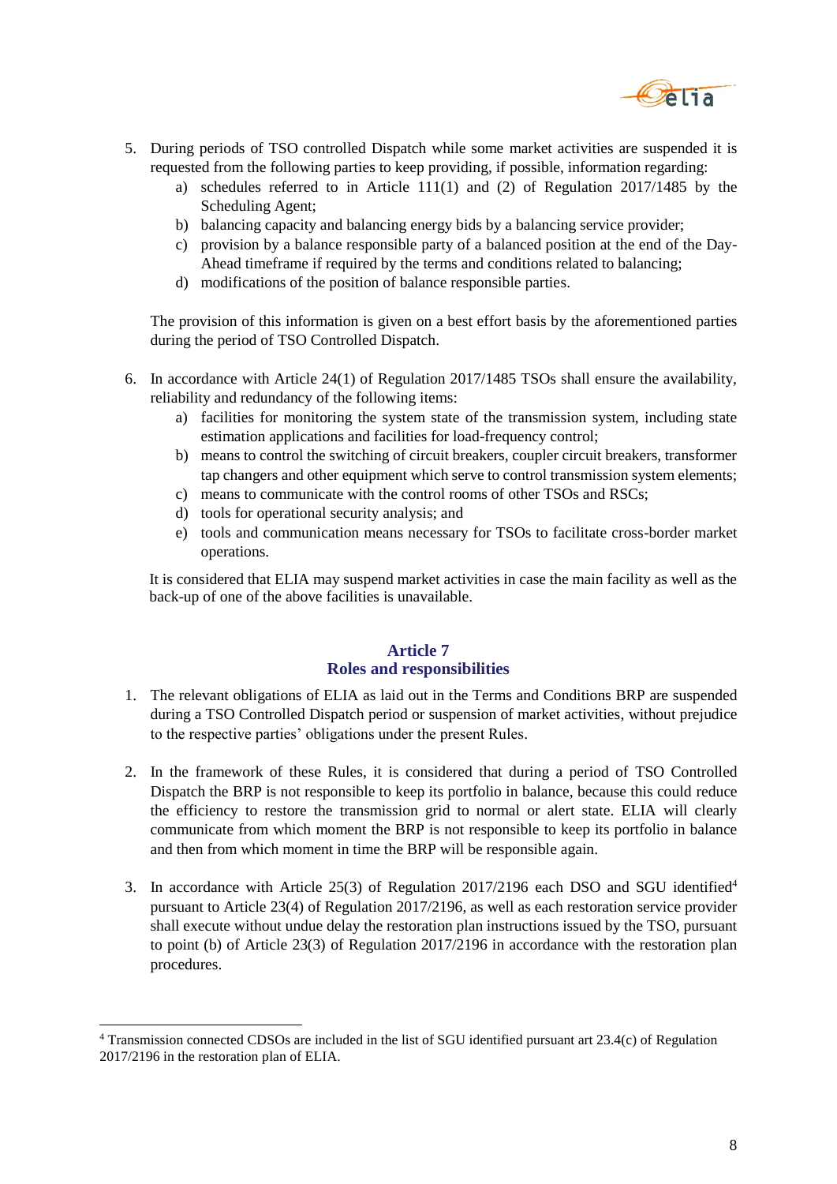5. During periods of TSO controlled Dispatch while some market activities are suspended it is requested from the following parties to keep providing, if possible, information regarding:
    a) schedules referred to in Article 111(1) and (2) of Regulation 2017/1485 by the Scheduling Agent;
    b) balancing capacity and balancing energy bids by a balancing service provider;
    c) provision by a balance responsible party of a balanced position at the end of the Day-Ahead timeframe if required by the terms and conditions related to balancing;
    d) modifications of the position of balance responsible parties.

    The provision of this information is given on a best effort basis by the aforementioned parties during the period of TSO Controlled Dispatch.

6. In accordance with Article 24(1) of Regulation 2017/1485 TSOs shall ensure the availability, reliability and redundancy of the following items:
    a) facilities for monitoring the system state of the transmission system, including state estimation applications and facilities for load-frequency control;
    b) means to control the switching of circuit breakers, coupler circuit breakers, transformer tap changers and other equipment which serve to control transmission system elements;
    c) means to communicate with the control rooms of other TSOs and RSCs;
    d) tools for operational security analysis; and
    e) tools and communication means necessary for TSOs to facilitate cross-border market operations.

    It is considered that ELIA may suspend market activities in case the main facility as well as the back-up of one of the above facilities is unavailable.

## Article 7
## Roles and responsibilities

1. The relevant obligations of ELIA as laid out in the Terms and Conditions BRP are suspended during a TSO Controlled Dispatch period or suspension of market activities, without prejudice to the respective parties' obligations under the present Rules.

2. In the framework of these Rules, it is considered that during a period of TSO Controlled Dispatch the BRP is not responsible to keep its portfolio in balance, because this could reduce the efficiency to restore the transmission grid to normal or alert state. ELIA will clearly communicate from which moment the BRP is not responsible to keep its portfolio in balance and then from which moment in time the BRP will be responsible again.

3. In accordance with Article 25(3) of Regulation 2017/2196 each DSO and SGU identified[4] pursuant to Article 23(4) of Regulation 2017/2196, as well as each restoration service provider shall execute without undue delay the restoration plan instructions issued by the TSO, pursuant to point (b) of Article 23(3) of Regulation 2017/2196 in accordance with the restoration plan procedures.

[4] Transmission connected CDSOs are included in the list of SGU identified pursuant art 23.4(c) of Regulation 2017/2196 in the restoration plan of ELIA.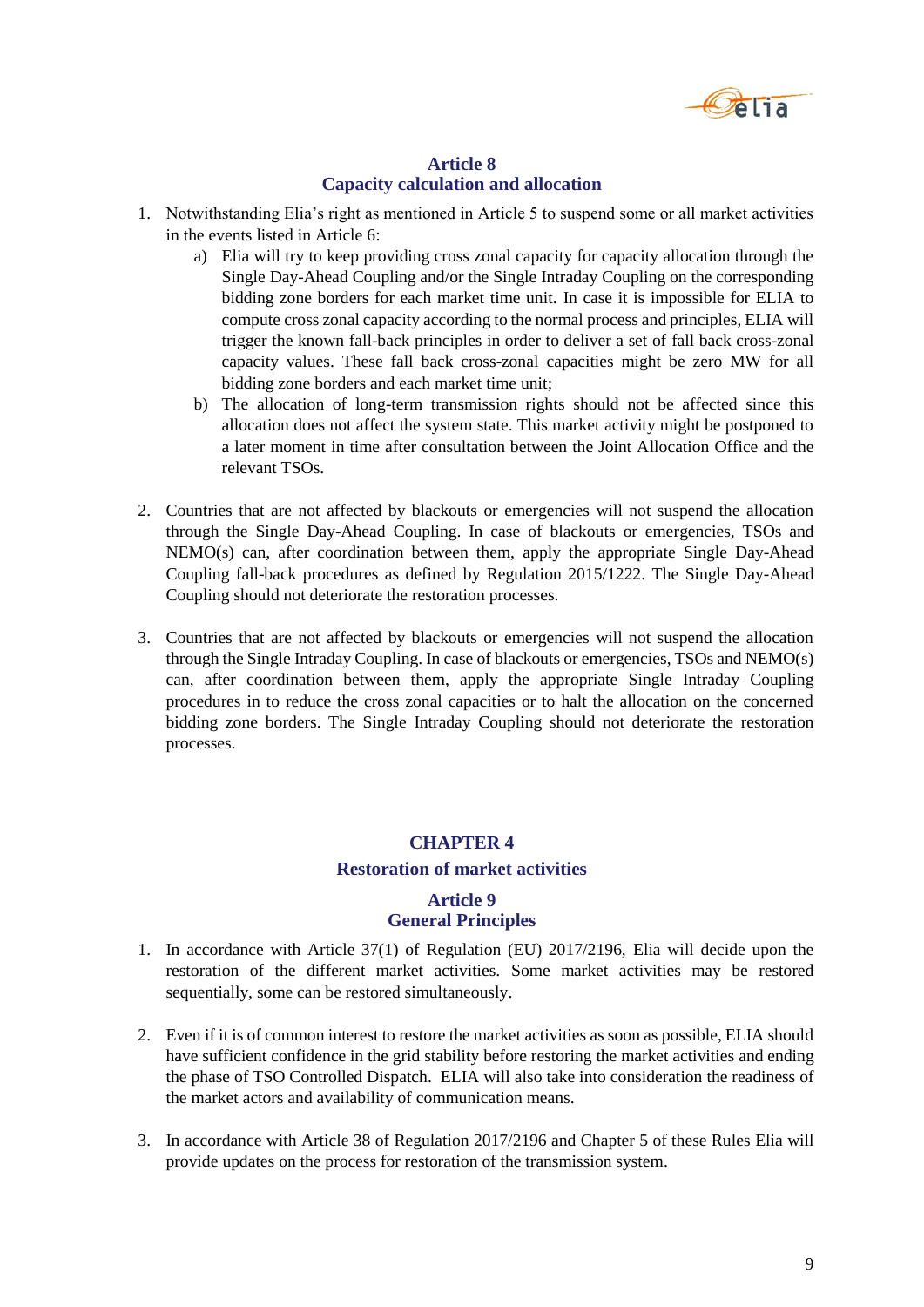## Article 8
## Capacity calculation and allocation

1. Notwithstanding Elia's right as mentioned in Article 5 to suspend some or all market activities in the events listed in Article 6:
   a) Elia will try to keep providing cross zonal capacity for capacity allocation through the Single Day-Ahead Coupling and/or the Single Intraday Coupling on the corresponding bidding zone borders for each market time unit. In case it is impossible for ELIA to compute cross zonal capacity according to the normal process and principles, ELIA will trigger the known fall-back principles in order to deliver a set of fall back cross-zonal capacity values. These fall back cross-zonal capacities might be zero MW for all bidding zone borders and each market time unit;
   b) The allocation of long-term transmission rights should not be affected since this allocation does not affect the system state. This market activity might be postponed to a later moment in time after consultation between the Joint Allocation Office and the relevant TSOs.

2. Countries that are not affected by blackouts or emergencies will not suspend the allocation through the Single Day-Ahead Coupling. In case of blackouts or emergencies, TSOs and NEMO(s) can, after coordination between them, apply the appropriate Single Day-Ahead Coupling fall-back procedures as defined by Regulation 2015/1222. The Single Day-Ahead Coupling should not deteriorate the restoration processes.

3. Countries that are not affected by blackouts or emergencies will not suspend the allocation through the Single Intraday Coupling. In case of blackouts or emergencies, TSOs and NEMO(s) can, after coordination between them, apply the appropriate Single Intraday Coupling procedures in to reduce the cross zonal capacities or to halt the allocation on the concerned bidding zone borders. The Single Intraday Coupling should not deteriorate the restoration processes.

# CHAPTER 4
# Restoration of market activities

## Article 9
## General Principles

1. In accordance with Article 37(1) of Regulation (EU) 2017/2196, Elia will decide upon the restoration of the different market activities. Some market activities may be restored sequentially, some can be restored simultaneously.

2. Even if it is of common interest to restore the market activities as soon as possible, ELIA should have sufficient confidence in the grid stability before restoring the market activities and ending the phase of TSO Controlled Dispatch. ELIA will also take into consideration the readiness of the market actors and availability of communication means.

3. In accordance with Article 38 of Regulation 2017/2196 and Chapter 5 of these Rules Elia will provide updates on the process for restoration of the transmission system.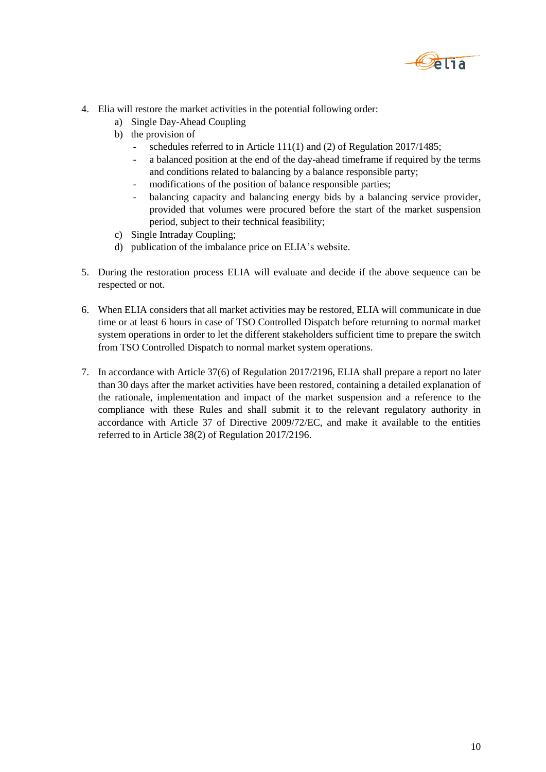4. Elia will restore the market activities in the potential following order:
   a) Single Day-Ahead Coupling
   b) the provision of
      - schedules referred to in Article 111(1) and (2) of Regulation 2017/1485;
      - a balanced position at the end of the day-ahead timeframe if required by the terms and conditions related to balancing by a balance responsible party;
      - modifications of the position of balance responsible parties;
      - balancing capacity and balancing energy bids by a balancing service provider, provided that volumes were procured before the start of the market suspension period, subject to their technical feasibility;
   c) Single Intraday Coupling;
   d) publication of the imbalance price on ELIA's website.

5. During the restoration process ELIA will evaluate and decide if the above sequence can be respected or not.

6. When ELIA considers that all market activities may be restored, ELIA will communicate in due time or at least 6 hours in case of TSO Controlled Dispatch before returning to normal market system operations in order to let the different stakeholders sufficient time to prepare the switch from TSO Controlled Dispatch to normal market system operations.

7. In accordance with Article 37(6) of Regulation 2017/2196, ELIA shall prepare a report no later than 30 days after the market activities have been restored, containing a detailed explanation of the rationale, implementation and impact of the market suspension and a reference to the compliance with these Rules and shall submit it to the relevant regulatory authority in accordance with Article 37 of Directive 2009/72/EC, and make it available to the entities referred to in Article 38(2) of Regulation 2017/2196.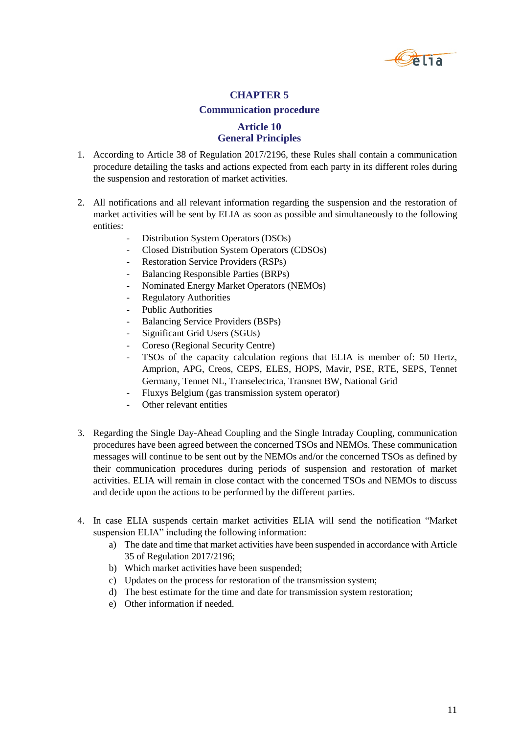# CHAPTER 5

## Communication procedure

### Article 10
### General Principles

1. According to Article 38 of Regulation 2017/2196, these Rules shall contain a communication procedure detailing the tasks and actions expected from each party in its different roles during the suspension and restoration of market activities.

2. All notifications and all relevant information regarding the suspension and the restoration of market activities will be sent by ELIA as soon as possible and simultaneously to the following entities:
   - Distribution System Operators (DSOs)
   - Closed Distribution System Operators (CDSOs)
   - Restoration Service Providers (RSPs)
   - Balancing Responsible Parties (BRPs)
   - Nominated Energy Market Operators (NEMOs)
   - Regulatory Authorities
   - Public Authorities
   - Balancing Service Providers (BSPs)
   - Significant Grid Users (SGUs)
   - Coreso (Regional Security Centre)
   - TSOs of the capacity calculation regions that ELIA is member of: 50 Hertz, Amprion, APG, Creos, CEPS, ELES, HOPS, Mavir, PSE, RTE, SEPS, Tennet Germany, Tennet NL, Transelectrica, Transnet BW, National Grid
   - Fluxys Belgium (gas transmission system operator)
   - Other relevant entities

3. Regarding the Single Day-Ahead Coupling and the Single Intraday Coupling, communication procedures have been agreed between the concerned TSOs and NEMOs. These communication messages will continue to be sent out by the NEMOs and/or the concerned TSOs as defined by their communication procedures during periods of suspension and restoration of market activities. ELIA will remain in close contact with the concerned TSOs and NEMOs to discuss and decide upon the actions to be performed by the different parties.

4. In case ELIA suspends certain market activities ELIA will send the notification "Market suspension ELIA" including the following information:
   a) The date and time that market activities have been suspended in accordance with Article 35 of Regulation 2017/2196;
   b) Which market activities have been suspended;
   c) Updates on the process for restoration of the transmission system;
   d) The best estimate for the time and date for transmission system restoration;
   e) Other information if needed.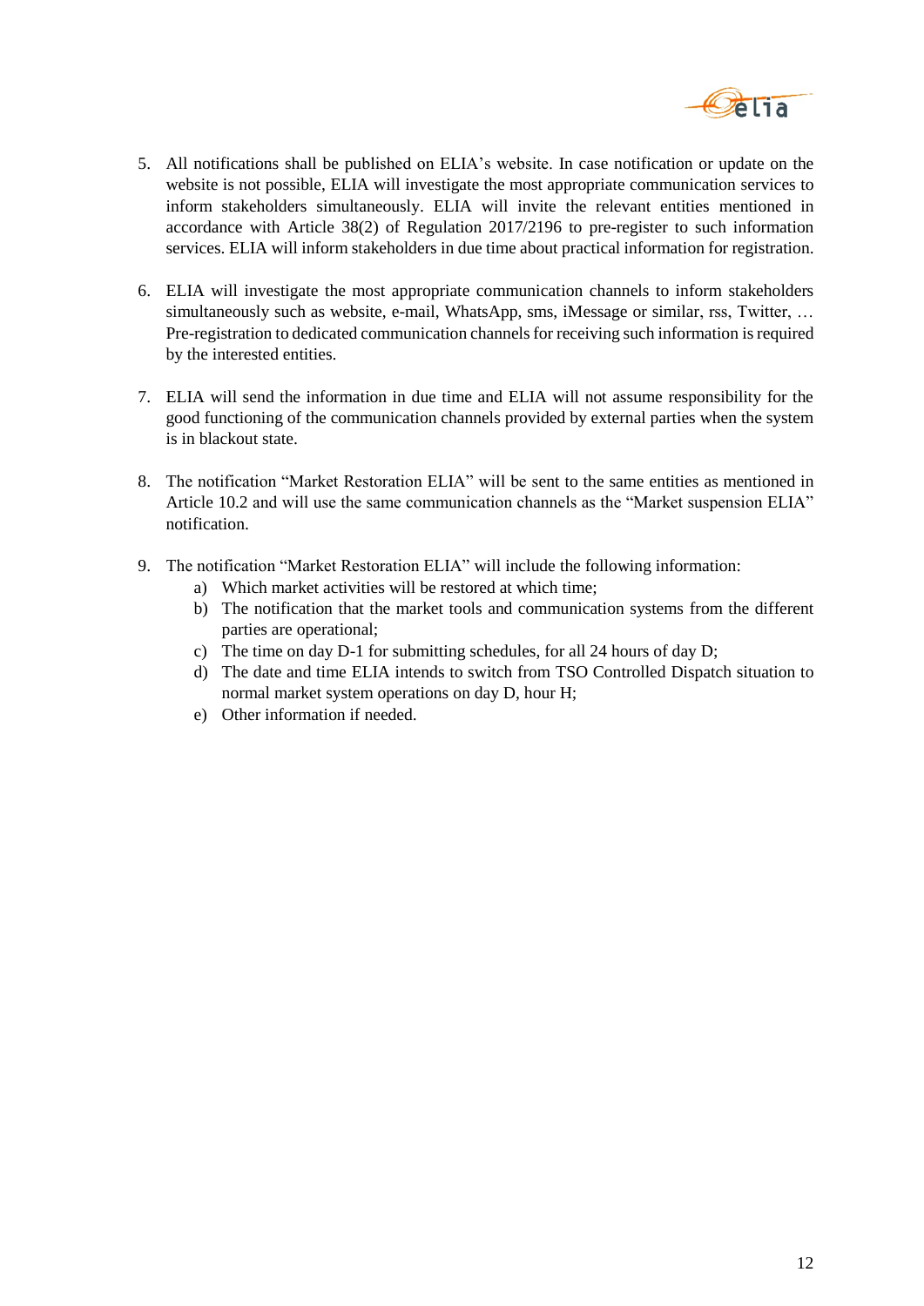5. All notifications shall be published on ELIA's website. In case notification or update on the website is not possible, ELIA will investigate the most appropriate communication services to inform stakeholders simultaneously. ELIA will invite the relevant entities mentioned in accordance with Article 38(2) of Regulation 2017/2196 to pre-register to such information services. ELIA will inform stakeholders in due time about practical information for registration.

6. ELIA will investigate the most appropriate communication channels to inform stakeholders simultaneously such as website, e-mail, WhatsApp, sms, iMessage or similar, rss, Twitter, … Pre-registration to dedicated communication channels for receiving such information is required by the interested entities.

7. ELIA will send the information in due time and ELIA will not assume responsibility for the good functioning of the communication channels provided by external parties when the system is in blackout state.

8. The notification "Market Restoration ELIA" will be sent to the same entities as mentioned in Article 10.2 and will use the same communication channels as the "Market suspension ELIA" notification.

9. The notification "Market Restoration ELIA" will include the following information:
   a) Which market activities will be restored at which time;
   b) The notification that the market tools and communication systems from the different parties are operational;
   c) The time on day D-1 for submitting schedules, for all 24 hours of day D;
   d) The date and time ELIA intends to switch from TSO Controlled Dispatch situation to normal market system operations on day D, hour H;
   e) Other information if needed.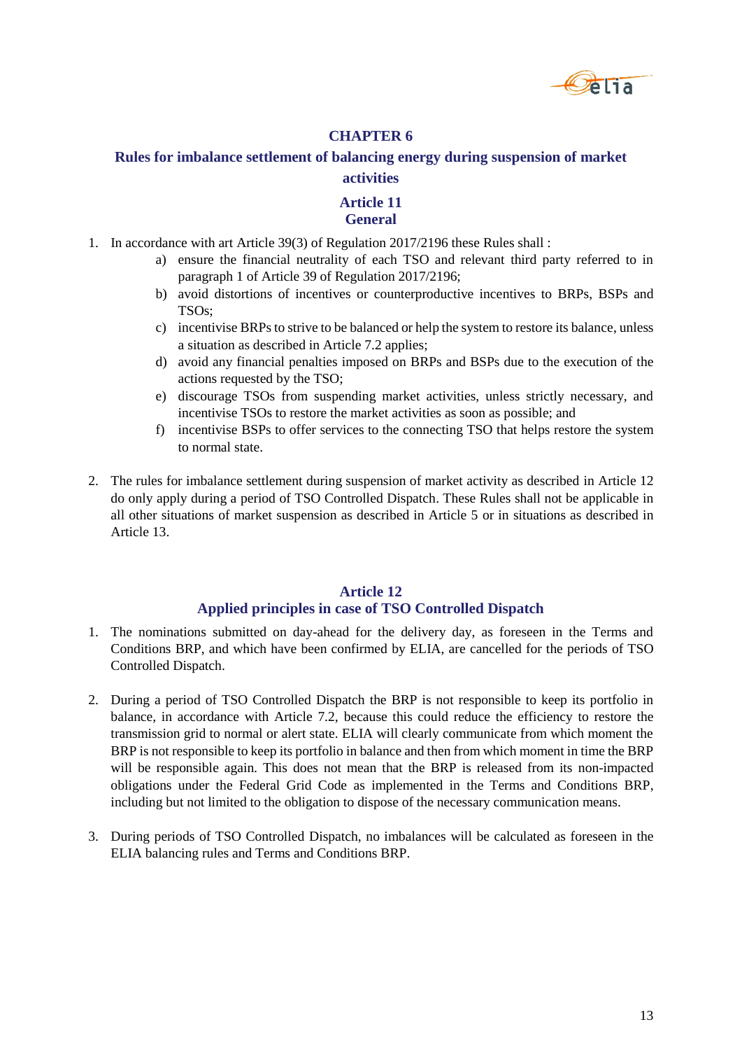# CHAPTER 6

## Rules for imbalance settlement of balancing energy during suspension of market activities

### Article 11
### General

1. In accordance with art Article 39(3) of Regulation 2017/2196 these Rules shall :
   a) ensure the financial neutrality of each TSO and relevant third party referred to in paragraph 1 of Article 39 of Regulation 2017/2196;
   b) avoid distortions of incentives or counterproductive incentives to BRPs, BSPs and TSOs;
   c) incentivise BRPs to strive to be balanced or help the system to restore its balance, unless a situation as described in Article 7.2 applies;
   d) avoid any financial penalties imposed on BRPs and BSPs due to the execution of the actions requested by the TSO;
   e) discourage TSOs from suspending market activities, unless strictly necessary, and incentivise TSOs to restore the market activities as soon as possible; and
   f) incentivise BSPs to offer services to the connecting TSO that helps restore the system to normal state.

2. The rules for imbalance settlement during suspension of market activity as described in Article 12 do only apply during a period of TSO Controlled Dispatch. These Rules shall not be applicable in all other situations of market suspension as described in Article 5 or in situations as described in Article 13.

### Article 12
### Applied principles in case of TSO Controlled Dispatch

1. The nominations submitted on day-ahead for the delivery day, as foreseen in the Terms and Conditions BRP, and which have been confirmed by ELIA, are cancelled for the periods of TSO Controlled Dispatch.

2. During a period of TSO Controlled Dispatch the BRP is not responsible to keep its portfolio in balance, in accordance with Article 7.2, because this could reduce the efficiency to restore the transmission grid to normal or alert state. ELIA will clearly communicate from which moment the BRP is not responsible to keep its portfolio in balance and then from which moment in time the BRP will be responsible again. This does not mean that the BRP is released from its non-impacted obligations under the Federal Grid Code as implemented in the Terms and Conditions BRP, including but not limited to the obligation to dispose of the necessary communication means.

3. During periods of TSO Controlled Dispatch, no imbalances will be calculated as foreseen in the ELIA balancing rules and Terms and Conditions BRP.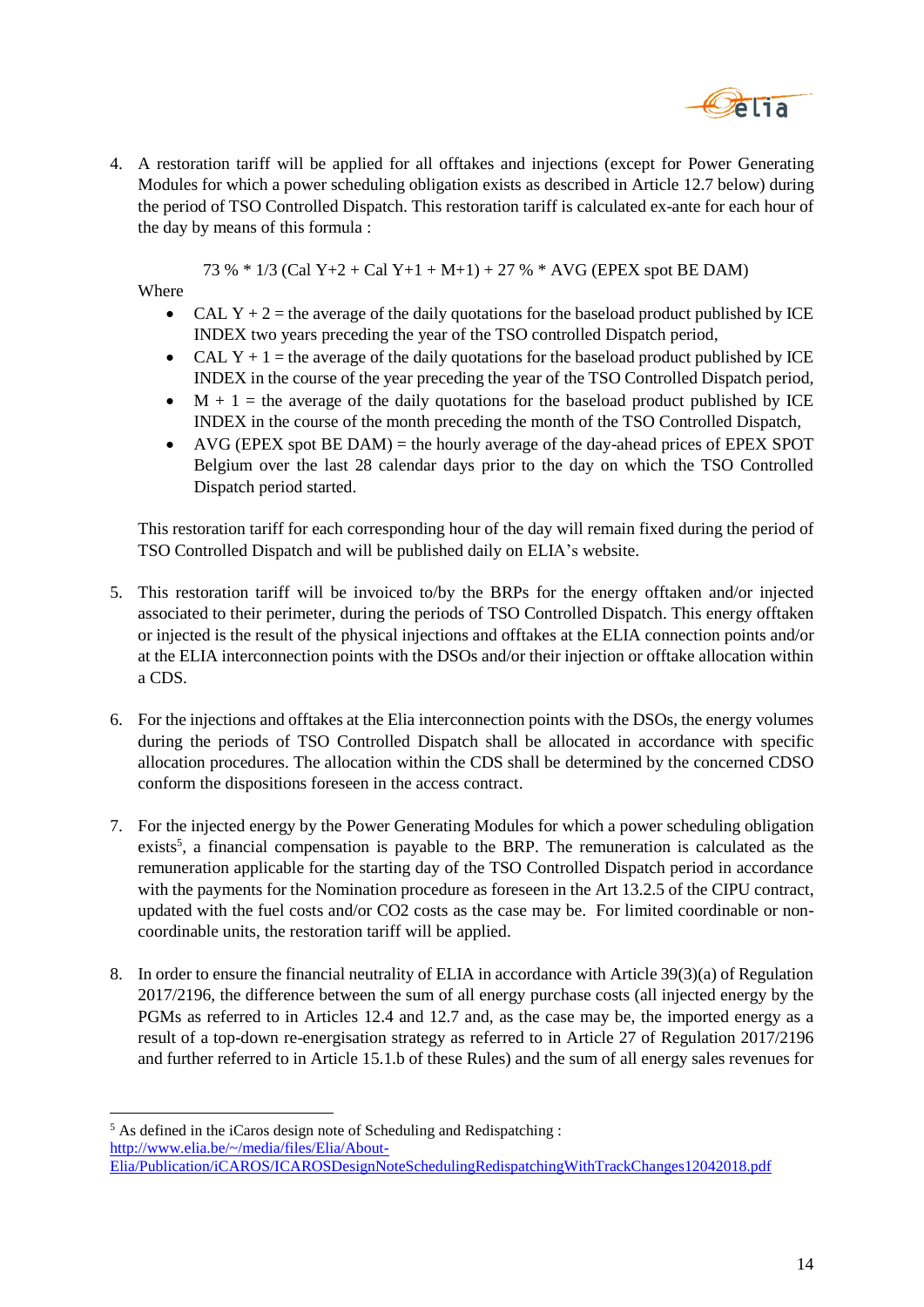4. A restoration tariff will be applied for all offtakes and injections (except for Power Generating Modules for which a power scheduling obligation exists as described in Article 12.7 below) during the period of TSO Controlled Dispatch. This restoration tariff is calculated ex-ante for each hour of the day by means of this formula :

   73 % * 1/3 (Cal Y+2 + Cal Y+1 + M+1) + 27 % * AVG (EPEX spot BE DAM)

   Where
   - CAL Y + 2 = the average of the daily quotations for the baseload product published by ICE INDEX two years preceding the year of the TSO controlled Dispatch period,
   - CAL Y + 1 = the average of the daily quotations for the baseload product published by ICE INDEX in the course of the year preceding the year of the TSO Controlled Dispatch period,
   - M + 1 = the average of the daily quotations for the baseload product published by ICE INDEX in the course of the month preceding the month of the TSO Controlled Dispatch,
   - AVG (EPEX spot BE DAM) = the hourly average of the day-ahead prices of EPEX SPOT Belgium over the last 28 calendar days prior to the day on which the TSO Controlled Dispatch period started.

   This restoration tariff for each corresponding hour of the day will remain fixed during the period of TSO Controlled Dispatch and will be published daily on ELIA's website.

5. This restoration tariff will be invoiced to/by the BRPs for the energy offtaken and/or injected associated to their perimeter, during the periods of TSO Controlled Dispatch. This energy offtaken or injected is the result of the physical injections and offtakes at the ELIA connection points and/or at the ELIA interconnection points with the DSOs and/or their injection or offtake allocation within a CDS.

6. For the injections and offtakes at the Elia interconnection points with the DSOs, the energy volumes during the periods of TSO Controlled Dispatch shall be allocated in accordance with specific allocation procedures. The allocation within the CDS shall be determined by the concerned CDSO conform the dispositions foreseen in the access contract.

7. For the injected energy by the Power Generating Modules for which a power scheduling obligation exists[5], a financial compensation is payable to the BRP. The remuneration is calculated as the remuneration applicable for the starting day of the TSO Controlled Dispatch period in accordance with the payments for the Nomination procedure as foreseen in the Art 13.2.5 of the CIPU contract, updated with the fuel costs and/or CO2 costs as the case may be. For limited coordination or non-coordinable units, the restoration tariff will be applied.

8. In order to ensure the financial neutrality of ELIA in accordance with Article 39(3)(a) of Regulation 2017/2196, the difference between the sum of all energy purchase costs (all injected energy by the PGMs as referred to in Articles 12.4 and 12.7 and, as the case may be, the imported energy as a result of a top-down re-energisation strategy as referred to in Article 27 of Regulation 2017/2196 and further referred to in Article 15.1.b of these Rules) and the sum of all energy sales revenues for

---

[5] As defined in the iCaros design note of Scheduling and Redispatching : http://www.elia.be/~/media/files/Elia/About-Elia/Publication/iCAROS/ICAROSDesignNoteSchedulingRedispatchingWithTrackChanges12042018.pdf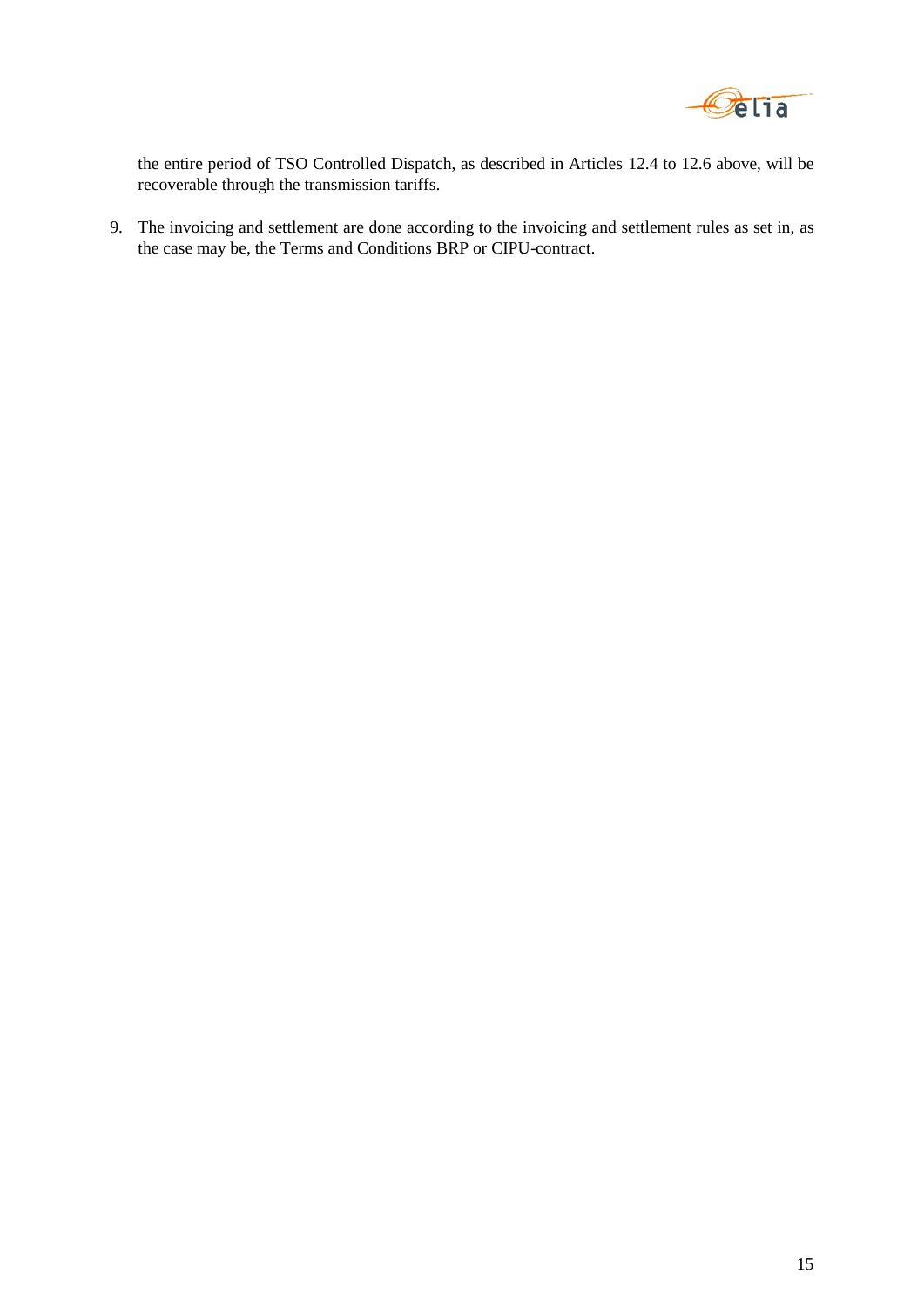the entire period of TSO Controlled Dispatch, as described in Articles 12.4 to 12.6 above, will be recoverable through the transmission tariffs.

9. The invoicing and settlement are done according to the invoicing and settlement rules as set in, as the case may be, the Terms and Conditions BRP or CIPU-contract.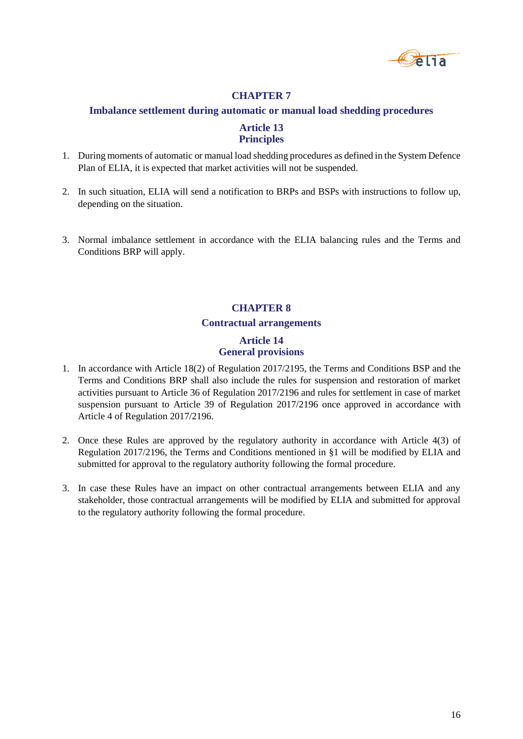## CHAPTER 7

### Imbalance settlement during automatic or manual load shedding procedures

### Article 13
### Principles

1. During moments of automatic or manual load shedding procedures as defined in the System Defence Plan of ELIA, it is expected that market activities will not be suspended.

2. In such situation, ELIA will send a notification to BRPs and BSPs with instructions to follow up, depending on the situation.

3. Normal imbalance settlement in accordance with the ELIA balancing rules and the Terms and Conditions BRP will apply.

## CHAPTER 8

### Contractual arrangements

### Article 14
### General provisions

1. In accordance with Article 18(2) of Regulation 2017/2195, the Terms and Conditions BSP and the Terms and Conditions BRP shall also include the rules for suspension and restoration of market activities pursuant to Article 36 of Regulation 2017/2196 and rules for settlement in case of market suspension pursuant to Article 39 of Regulation 2017/2196 once approved in accordance with Article 4 of Regulation 2017/2196.

2. Once these Rules are approved by the regulatory authority in accordance with Article 4(3) of Regulation 2017/2196, the Terms and Conditions mentioned in §1 will be modified by ELIA and submitted for approval to the regulatory authority following the formal procedure.

3. In case these Rules have an impact on other contractual arrangements between ELIA and any stakeholder, those contractual arrangements will be modified by ELIA and submitted for approval to the regulatory authority following the formal procedure.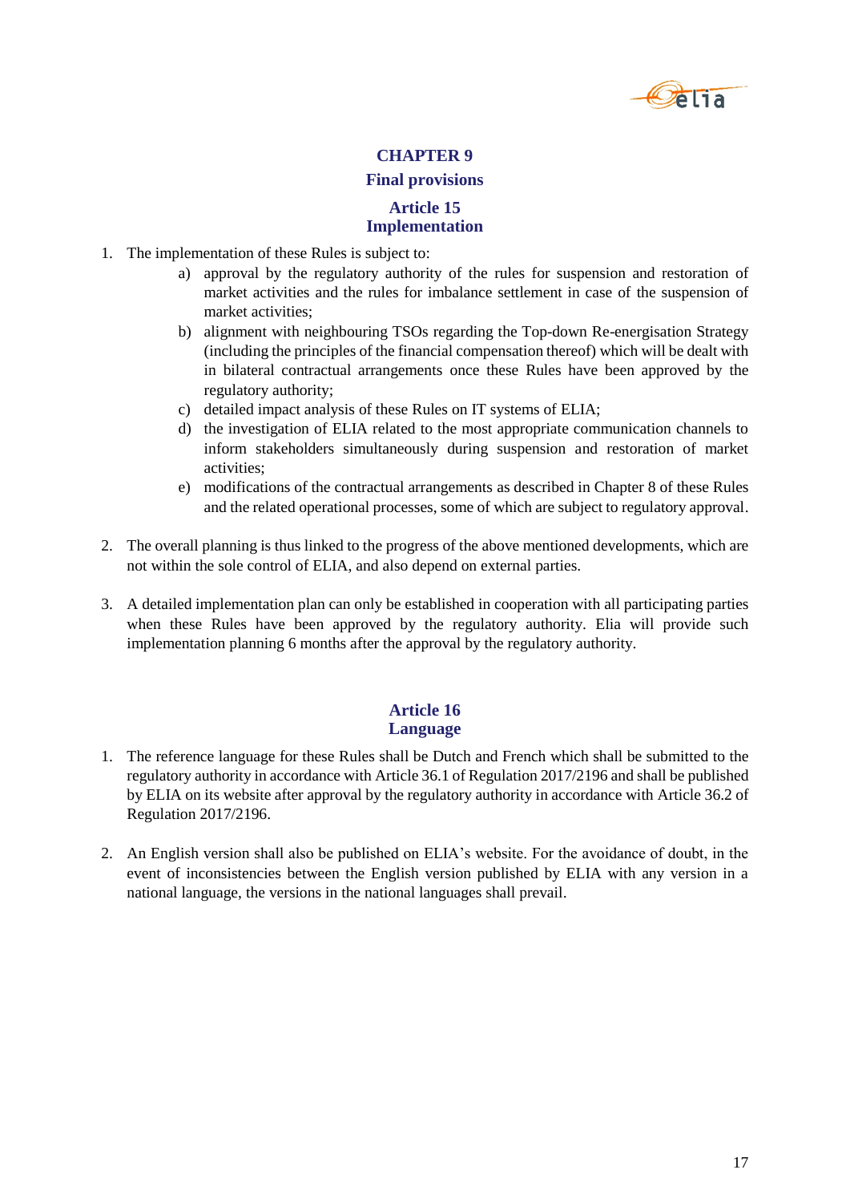# CHAPTER 9

## Final provisions

### Article 15
### Implementation

1. The implementation of these Rules is subject to:
   a) approval by the regulatory authority of the rules for suspension and restoration of market activities and the rules for imbalance settlement in case of the suspension of market activities;
   b) alignment with neighbouring TSOs regarding the Top-down Re-energisation Strategy (including the principles of the financial compensation thereof) which will be dealt with in bilateral contractual arrangements once these Rules have been approved by the regulatory authority;
   c) detailed impact analysis of these Rules on IT systems of ELIA;
   d) the investigation of ELIA related to the most appropriate communication channels to inform stakeholders simultaneously during suspension and restoration of market activities;
   e) modifications of the contractual arrangements as described in Chapter 8 of these Rules and the related operational processes, some of which are subject to regulatory approval.

2. The overall planning is thus linked to the progress of the above mentioned developments, which are not within the sole control of ELIA, and also depend on external parties.

3. A detailed implementation plan can only be established in cooperation with all participating parties when these Rules have been approved by the regulatory authority. Elia will provide such implementation planning 6 months after the approval by the regulatory authority.

### Article 16
### Language

1. The reference language for these Rules shall be Dutch and French which shall be submitted to the regulatory authority in accordance with Article 36.1 of Regulation 2017/2196 and shall be published by ELIA on its website after approval by the regulatory authority in accordance with Article 36.2 of Regulation 2017/2196.

2. An English version shall also be published on ELIA's website. For the avoidance of doubt, in the event of inconsistencies between the English version published by ELIA with any version in a national language, the versions in the national languages shall prevail.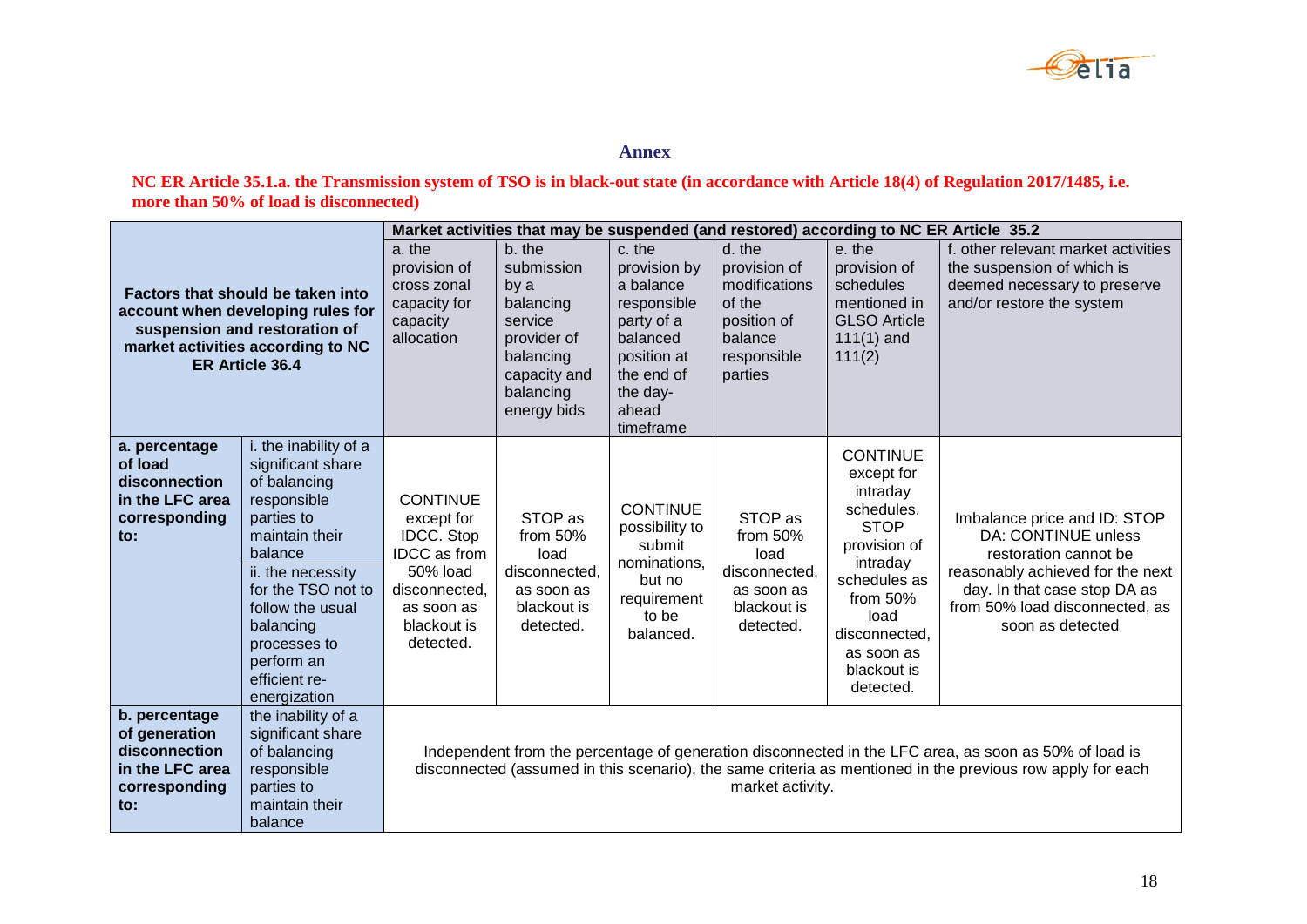## Annex

**NC ER Article 35.1.a. the Transmission system of TSO is in black-out state (in accordance with Article 18(4) of Regulation 2017/1485, i.e. more than 50% of load is disconnected)**

| **Factors that should be taken into account when developing rules for suspension and restoration of market activities according to NC ER Article 36.4** | | **Market activities that may be suspended (and restored) according to NC ER Article 35.2** | | | | | |
|---|---|---|---|---|---|---|---|
| | | a. the provision of cross zonal capacity for capacity allocation | b. the submission by a balancing service provider of balancing capacity and balancing energy bids | c. the provision by a balance responsible party of a balanced position at the end of the day-ahead timeframe | d. the provision of modifications of the position of balance responsible parties | e. the provision of schedules mentioned in GLSO Article 111(1) and 111(2) | f. other relevant market activities the suspension of which is deemed necessary to preserve and/or restore the system |
| **a. percentage of load disconnection in the LFC area corresponding to:** | i. the inability of a significant share of balancing responsible parties to maintain their balance<br>ii. the necessity for the TSO not to follow the usual balancing processes to perform an efficient re-energization | CONTINUE except for IDCC. Stop IDCC as from 50% load disconnected, as soon as blackout is detected. | STOP as from 50% load disconnected, as soon as blackout is detected. | CONTINUE possibility to submit nominations, but no requirement to be balanced. | STOP as from 50% load disconnected, as soon as blackout is detected. | CONTINUE except for intraday schedules. STOP provision of intraday schedules as from 50% load disconnected, as soon as blackout is detected. | Imbalance price and ID: STOP<br>DA: CONTINUE unless restoration cannot be reasonably achieved for the next day. In that case stop DA as from 50% load disconnected, as soon as detected |
| **b. percentage of generation disconnection in the LFC area corresponding to:** | the inability of a significant share of balancing responsible parties to maintain their balance | Independent from the percentage of generation disconnected in the LFC area, as soon as 50% of load is disconnected (assumed in this scenario), the same criteria as mentioned in the previous row apply for each market activity. | | | | | |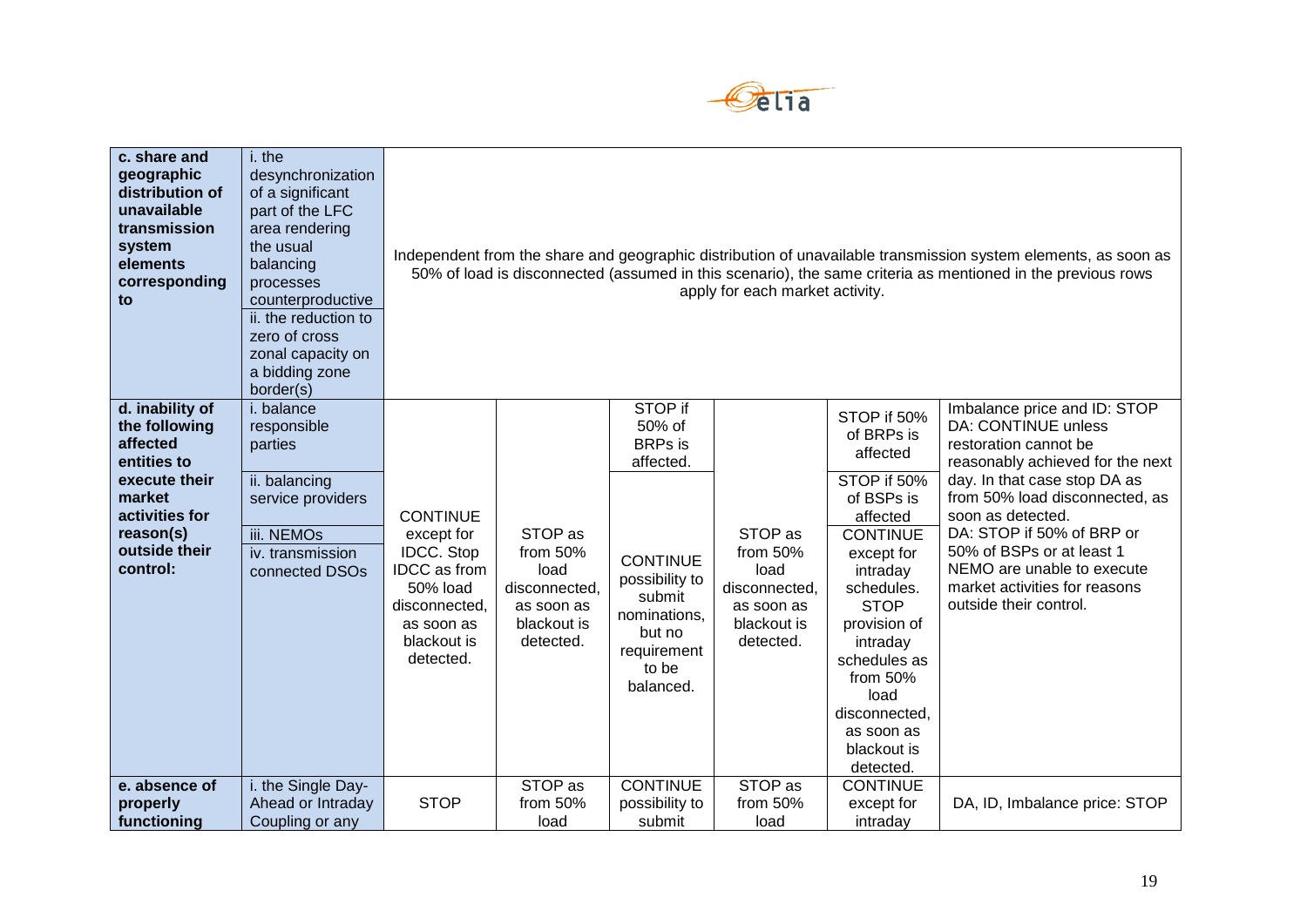| | | | | | | | |
|---|---|---|---|---|---|---|---|
| **c. share and geographic distribution of unavailable transmission system elements corresponding to** | i. the desynchronization of a significant part of the LFC area rendering the usual balancing processes counterproductive<br>ii. the reduction to zero of cross zonal capacity on a bidding zone border(s) | Independent from the share and geographic distribution of unavailable transmission system elements, as soon as 50% of load is disconnected (assumed in this scenario), the same criteria as mentioned in the previous rows apply for each market activity. | | | | | |
| **d. inability of the following affected entities to execute their market activities for reason(s) outside their control:** | i. balance responsible parties | CONTINUE except for IDCC. Stop IDCC as from 50% load disconnected, as soon as blackout is detected. | STOP as from 50% load disconnected, as soon as blackout is detected. | STOP if 50% of BRPs is affected. | STOP as from 50% load disconnected, as soon as blackout is detected. | STOP if 50% of BRPs is affected | Imbalance price and ID: STOP<br>DA: CONTINUE unless restoration cannot be reasonably achieved for the next day. In that case stop DA as from 50% load disconnected, as soon as detected.<br>DA: STOP if 50% of BRP or 50% of BSPs or at least 1 NEMO are unable to execute market activities for reasons outside their control. |
| | ii. balancing service providers | | | CONTINUE possibility to submit nominations, but no requirement to be balanced. | | STOP if 50% of BSPs is affected | |
| | iii. NEMOs<br>iv. transmission connected DSOs | | | | | CONTINUE except for intraday schedules. STOP provision of intraday schedules as from 50% load disconnected, as soon as blackout is detected. | |
| **e. absence of properly functioning** | i. the Single Day-Ahead or Intraday Coupling or any | STOP | STOP as from 50% load | CONTINUE possibility to submit | STOP as from 50% load | CONTINUE except for intraday | DA, ID, Imbalance price: STOP |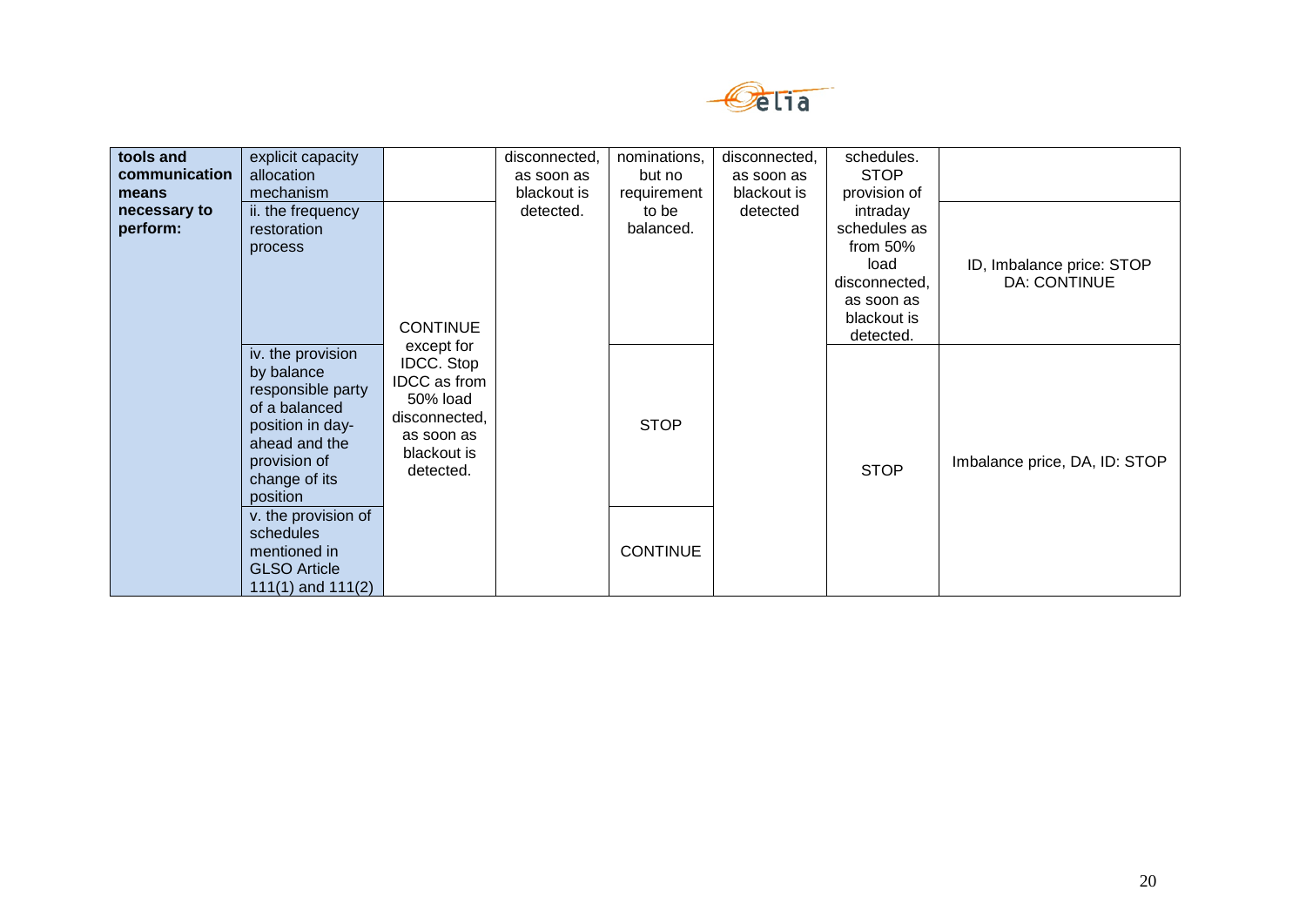| | | | | | | | |
|---|---|---|---|---|---|---|---|
| **tools and communication means necessary to perform:** | explicit capacity allocation mechanism | | disconnected, as soon as blackout is detected. | nominations, but no requirement to be balanced. | disconnected, as soon as blackout is detected | schedules. STOP provision of intraday schedules as from 50% load disconnected, as soon as blackout is detected. | |
| | ii. the frequency restoration process | CONTINUE except for IDCC. Stop IDCC as from 50% load disconnected, as soon as blackout is detected. | | | | | ID, Imbalance price: STOP DA: CONTINUE |
| | iv. the provision by balance responsible party of a balanced position in day-ahead and the provision of change of its position | | | STOP | | STOP | Imbalance price, DA, ID: STOP |
| | v. the provision of schedules mentioned in GLSO Article 111(1) and 111(2) | | | CONTINUE | | | |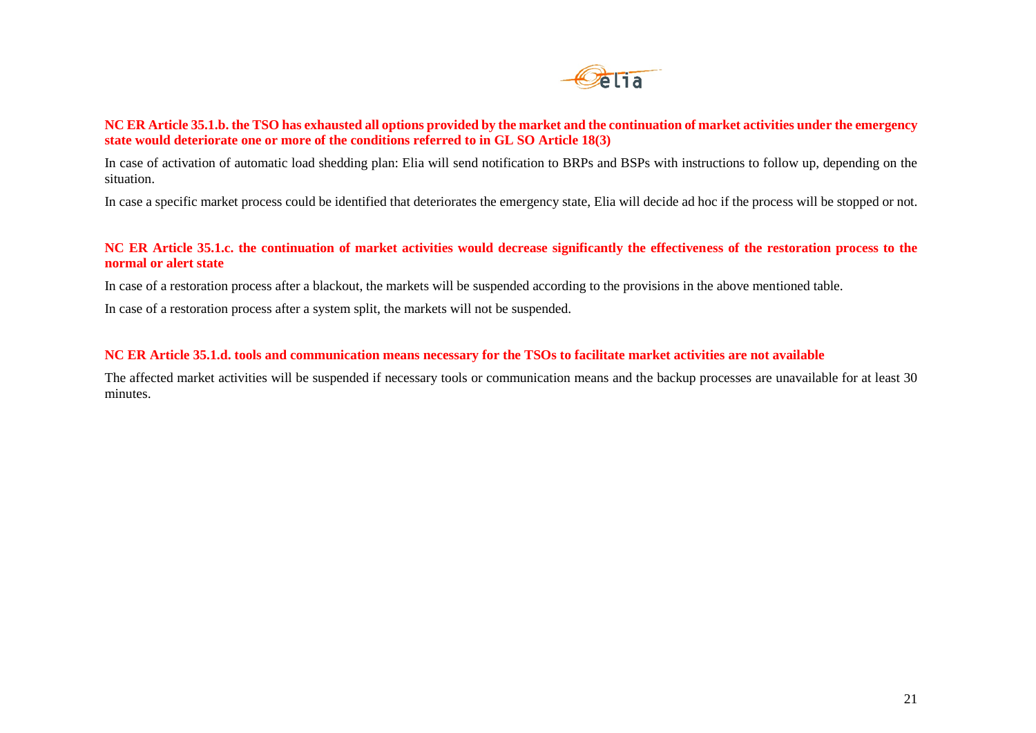**NC ER Article 35.1.b. the TSO has exhausted all options provided by the market and the continuation of market activities under the emergency state would deteriorate one or more of the conditions referred to in GL SO Article 18(3)**

In case of activation of automatic load shedding plan: Elia will send notification to BRPs and BSPs with instructions to follow up, depending on the situation.

In case a specific market process could be identified that deteriorates the emergency state, Elia will decide ad hoc if the process will be stopped or not.

**NC ER Article 35.1.c. the continuation of market activities would decrease significantly the effectiveness of the restoration process to the normal or alert state**

In case of a restoration process after a blackout, the markets will be suspended according to the provisions in the above mentioned table.

In case of a restoration process after a system split, the markets will not be suspended.

**NC ER Article 35.1.d. tools and communication means necessary for the TSOs to facilitate market activities are not available**

The affected market activities will be suspended if necessary tools or communication means and the backup processes are unavailable for at least 30 minutes.